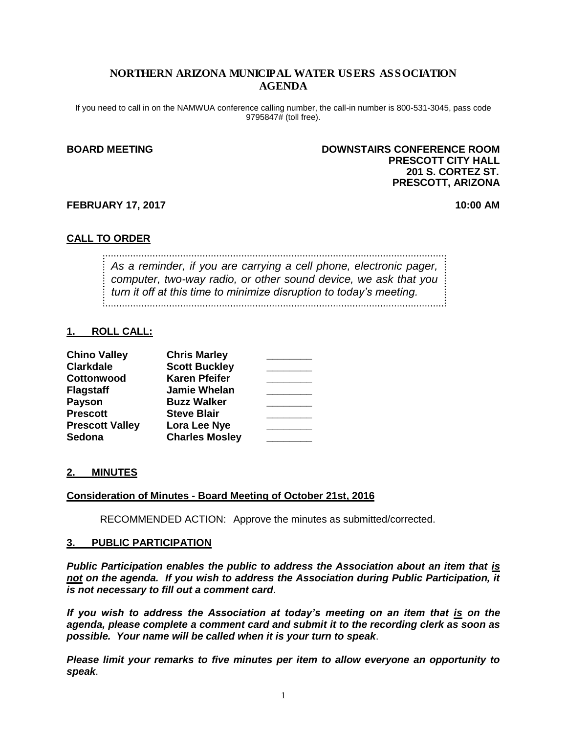# NORTHERN ARIZONA MUNICIPAL WATER USERS ASSOCIATION AGENDA

If you need to call in on the NAMWUA conference calling number, the call-in number is 800-531-3045, pass code 9795847# (toll free).

**BOARD MEETING**

**DOWNSTAIRS CONFERENCE ROOM**
**PRESCOTT CITY HALL**
**201 S. CORTEZ ST.**
**PRESCOTT, ARIZONA**

**FEBRUARY 17, 2017** **10:00 AM**

## CALL TO ORDER

*As a reminder, if you are carrying a cell phone, electronic pager, computer, two-way radio, or other sound device, we ask that you turn it off at this time to minimize disruption to today's meeting.*

## 1. ROLL CALL:

| | | |
|---|---|---|
| **Chino Valley** | **Chris Marley** | ________ |
| **Clarkdale** | **Scott Buckley** | ________ |
| **Cottonwood** | **Karen Pfeifer** | ________ |
| **Flagstaff** | **Jamie Whelan** | ________ |
| **Payson** | **Buzz Walker** | ________ |
| **Prescott** | **Steve Blair** | ________ |
| **Prescott Valley** | **Lora Lee Nye** | ________ |
| **Sedona** | **Charles Mosley** | ________ |

## 2. MINUTES

**Consideration of Minutes - Board Meeting of October 21st, 2016**

RECOMMENDED ACTION: Approve the minutes as submitted/corrected.

## 3. PUBLIC PARTICIPATION

***Public Participation enables the public to address the Association about an item that is not on the agenda. If you wish to address the Association during Public Participation, it is not necessary to fill out a comment card.***

***If you wish to address the Association at today's meeting on an item that is on the agenda, please complete a comment card and submit it to the recording clerk as soon as possible. Your name will be called when it is your turn to speak.***

***Please limit your remarks to five minutes per item to allow everyone an opportunity to speak.***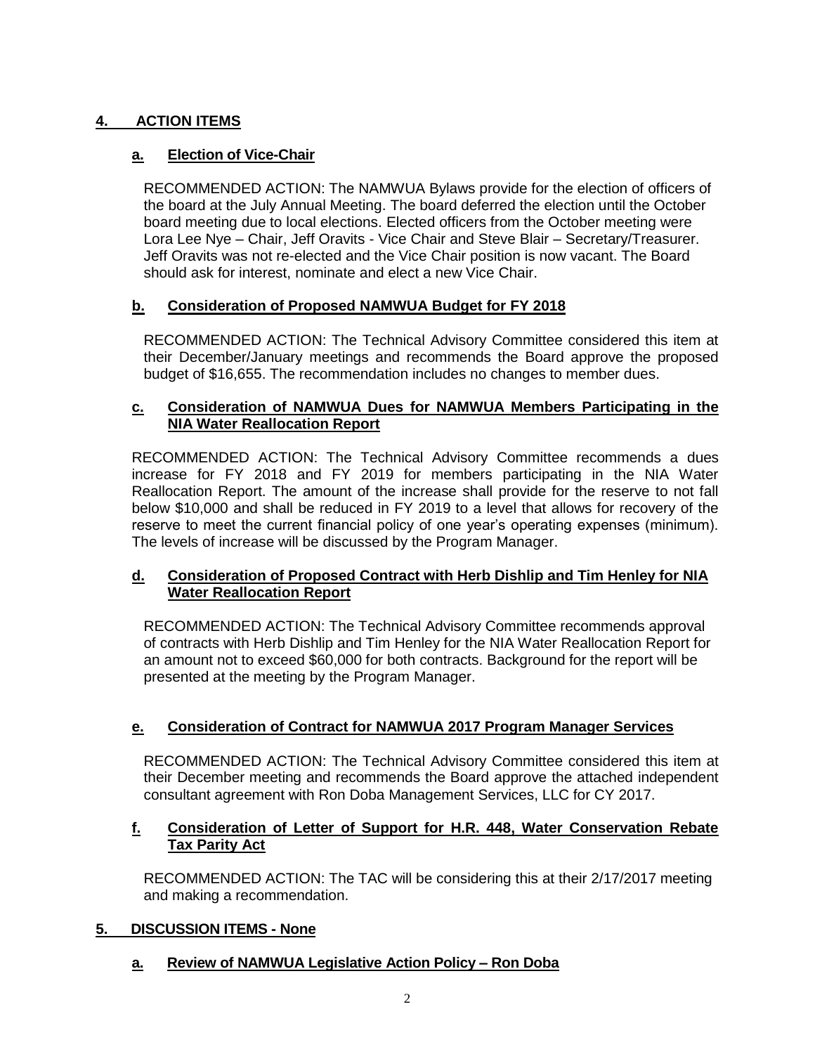## 4. ACTION ITEMS

### a. Election of Vice-Chair

RECOMMENDED ACTION: The NAMWUA Bylaws provide for the election of officers of the board at the July Annual Meeting. The board deferred the election until the October board meeting due to local elections. Elected officers from the October meeting were Lora Lee Nye – Chair, Jeff Oravits - Vice Chair and Steve Blair – Secretary/Treasurer. Jeff Oravits was not re-elected and the Vice Chair position is now vacant. The Board should ask for interest, nominate and elect a new Vice Chair.

### b. Consideration of Proposed NAMWUA Budget for FY 2018

RECOMMENDED ACTION: The Technical Advisory Committee considered this item at their December/January meetings and recommends the Board approve the proposed budget of $16,655. The recommendation includes no changes to member dues.

### c. Consideration of NAMWUA Dues for NAMWUA Members Participating in the NIA Water Reallocation Report

RECOMMENDED ACTION: The Technical Advisory Committee recommends a dues increase for FY 2018 and FY 2019 for members participating in the NIA Water Reallocation Report. The amount of the increase shall provide for the reserve to not fall below $10,000 and shall be reduced in FY 2019 to a level that allows for recovery of the reserve to meet the current financial policy of one year's operating expenses (minimum). The levels of increase will be discussed by the Program Manager.

### d. Consideration of Proposed Contract with Herb Dishlip and Tim Henley for NIA Water Reallocation Report

RECOMMENDED ACTION: The Technical Advisory Committee recommends approval of contracts with Herb Dishlip and Tim Henley for the NIA Water Reallocation Report for an amount not to exceed $60,000 for both contracts. Background for the report will be presented at the meeting by the Program Manager.

### e. Consideration of Contract for NAMWUA 2017 Program Manager Services

RECOMMENDED ACTION: The Technical Advisory Committee considered this item at their December meeting and recommends the Board approve the attached independent consultant agreement with Ron Doba Management Services, LLC for CY 2017.

### f. Consideration of Letter of Support for H.R. 448, Water Conservation Rebate Tax Parity Act

RECOMMENDED ACTION: The TAC will be considering this at their 2/17/2017 meeting and making a recommendation.

## 5. DISCUSSION ITEMS - None

### a. Review of NAMWUA Legislative Action Policy – Ron Doba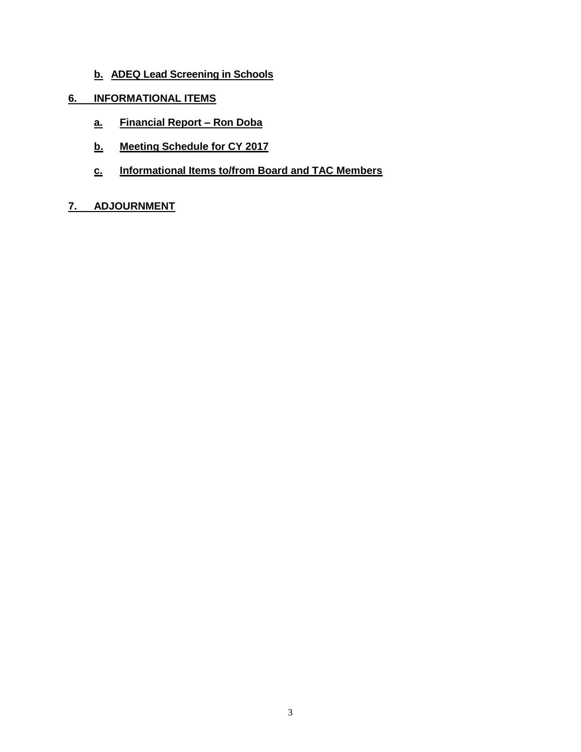**b. ADEQ Lead Screening in Schools**

## 6. INFORMATIONAL ITEMS

**a. Financial Report – Ron Doba**

**b. Meeting Schedule for CY 2017**

**c. Informational Items to/from Board and TAC Members**

## 7. ADJOURNMENT